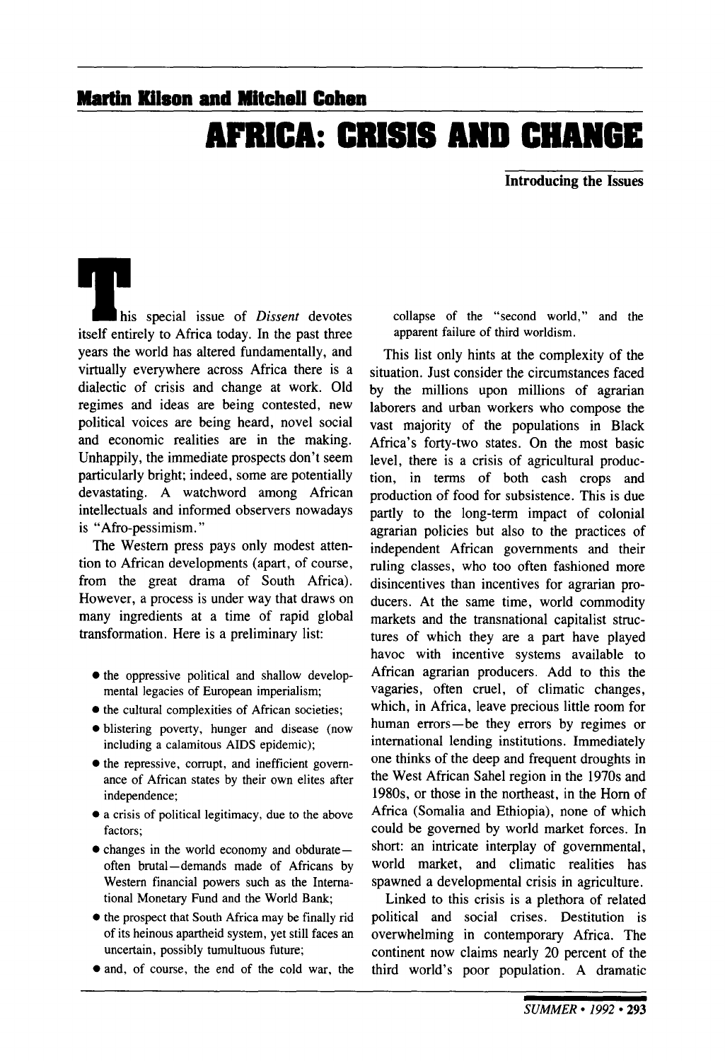**Martin Kilson and Mitchell Cohen**

# AFRICA: CRISIS AND CHANGE

**Introducing the Issues**

This special issue of *Dissent* devotes itself entirely to Africa today. In the past three years the world has altered fundamentally, and virtually everywhere across Africa there is a dialectic of crisis and change at work. Old regimes and ideas are being contested, new political voices are being heard, novel social and economic realities are in the making. Unhappily, the immediate prospects don't seem particularly bright; indeed, some are potentially devastating. A watchword among African intellectuals and informed observers nowadays is "Afro-pessimism."

The Western press pays only modest attention to African developments (apart, of course, from the great drama of South Africa). However, a process is under way that draws on many ingredients at a time of rapid global transformation. Here is a preliminary list:

- the oppressive political and shallow developmental legacies of European imperialism;
- the cultural complexities of African societies;
- blistering poverty, hunger and disease (now including a calamitous AIDS epidemic);
- the repressive, corrupt, and inefficient governance of African states by their own elites after independence;
- a crisis of political legitimacy, due to the above factors;
- changes in the world economy and obdurate—often brutal—demands made of Africans by Western financial powers such as the International Monetary Fund and the World Bank;
- the prospect that South Africa may be finally rid of its heinous apartheid system, yet still faces an uncertain, possibly tumultuous future;
- and, of course, the end of the cold war, the collapse of the "second world," and the apparent failure of third worldism.

This list only hints at the complexity of the situation. Just consider the circumstances faced by the millions upon millions of agrarian laborers and urban workers who compose the vast majority of the populations in Black Africa's forty-two states. On the most basic level, there is a crisis of agricultural production, in terms of both cash crops and production of food for subsistence. This is due partly to the long-term impact of colonial agrarian policies but also to the practices of independent African governments and their ruling classes, who too often fashioned more disincentives than incentives for agrarian producers. At the same time, world commodity markets and the transnational capitalist structures of which they are a part have played havoc with incentive systems available to African agrarian producers. Add to this the vagaries, often cruel, of climatic changes, which, in Africa, leave precious little room for human errors—be they errors by regimes or international lending institutions. Immediately one thinks of the deep and frequent droughts in the West African Sahel region in the 1970s and 1980s, or those in the northeast, in the Horn of Africa (Somalia and Ethiopia), none of which could be governed by world market forces. In short: an intricate interplay of governmental, world market, and climatic realities has spawned a developmental crisis in agriculture.

Linked to this crisis is a plethora of related political and social crises. Destitution is overwhelming in contemporary Africa. The continent now claims nearly 20 percent of the third world's poor population. A dramatic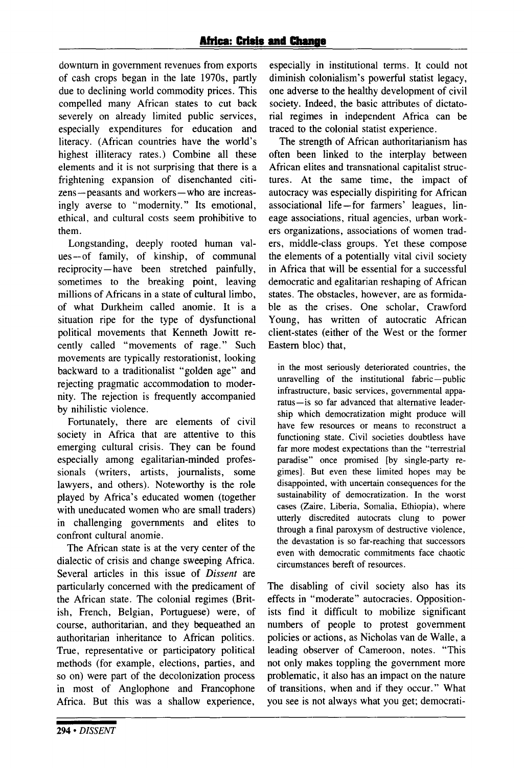downturn in government revenues from exports of cash crops began in the late 1970s, partly due to declining world commodity prices. This compelled many African states to cut back severely on already limited public services, especially expenditures for education and literacy. (African countries have the world's highest illiteracy rates.) Combine all these elements and it is not surprising that there is a frightening expansion of disenchanted citizens—peasants and workers—who are increasingly averse to "modernity." Its emotional, ethical, and cultural costs seem prohibitive to them.

Longstanding, deeply rooted human values—of family, of kinship, of communal reciprocity—have been stretched painfully, sometimes to the breaking point, leaving millions of Africans in a state of cultural limbo, of what Durkheim called anomie. It is a situation ripe for the type of dysfunctional political movements that Kenneth Jowitt recently called "movements of rage." Such movements are typically restorationist, looking backward to a traditionalist "golden age" and rejecting pragmatic accommodation to modernity. The rejection is frequently accompanied by nihilistic violence.

Fortunately, there are elements of civil society in Africa that are attentive to this emerging cultural crisis. They can be found especially among egalitarian-minded professionals (writers, artists, journalists, some lawyers, and others). Noteworthy is the role played by Africa's educated women (together with uneducated women who are small traders) in challenging governments and elites to confront cultural anomie.

The African state is at the very center of the dialectic of crisis and change sweeping Africa. Several articles in this issue of *Dissent* are particularly concerned with the predicament of the African state. The colonial regimes (British, French, Belgian, Portuguese) were, of course, authoritarian, and they bequeathed an authoritarian inheritance to African politics. True, representative or participatory political methods (for example, elections, parties, and so on) were part of the decolonization process in most of Anglophone and Francophone Africa. But this was a shallow experience, especially in institutional terms. It could not diminish colonialism's powerful statist legacy, one adverse to the healthy development of civil society. Indeed, the basic attributes of dictatorial regimes in independent Africa can be traced to the colonial statist experience.

The strength of African authoritarianism has often been linked to the interplay between African elites and transnational capitalist structures. At the same time, the impact of autocracy was especially dispiriting for African associational life—for farmers' leagues, lineage associations, ritual agencies, urban workers organizations, associations of women traders, middle-class groups. Yet these compose the elements of a potentially vital civil society in Africa that will be essential for a successful democratic and egalitarian reshaping of African states. The obstacles, however, are as formidable as the crises. One scholar, Crawford Young, has written of autocratic African client-states (either of the West or the former Eastern bloc) that,

> in the most seriously deteriorated countries, the unravelling of the institutional fabric—public infrastructure, basic services, governmental apparatus—is so far advanced that alternative leadership which democratization might produce will have few resources or means to reconstruct a functioning state. Civil societies doubtless have far more modest expectations than the "terrestrial paradise" once promised [by single-party regimes]. But even these limited hopes may be disappointed, with uncertain consequences for the sustainability of democratization. In the worst cases (Zaire, Liberia, Somalia, Ethiopia), where utterly discredited autocrats clung to power through a final paroxysm of destructive violence, the devastation is so far-reaching that successors even with democratic commitments face chaotic circumstances bereft of resources.

The disabling of civil society also has its effects in "moderate" autocracies. Oppositionists find it difficult to mobilize significant numbers of people to protest government policies or actions, as Nicholas van de Walle, a leading observer of Cameroon, notes. "This not only makes toppling the government more problematic, it also has an impact on the nature of transitions, when and if they occur." What you see is not always what you get; democrati-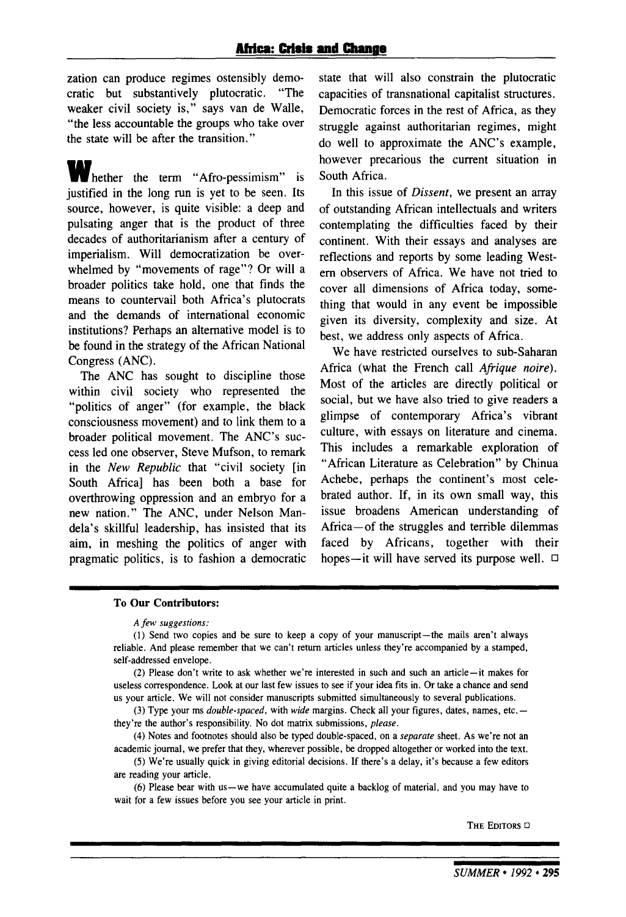zation can produce regimes ostensibly democratic but substantively plutocratic. "The weaker civil society is," says van de Walle, "the less accountable the groups who take over the state will be after the transition."

Whether the term "Afro-pessimism" is justified in the long run is yet to be seen. Its source, however, is quite visible: a deep and pulsating anger that is the product of three decades of authoritarianism after a century of imperialism. Will democratization be overwhelmed by "movements of rage"? Or will a broader politics take hold, one that finds the means to countervail both Africa's plutocrats and the demands of international economic institutions? Perhaps an alternative model is to be found in the strategy of the African National Congress (ANC).

The ANC has sought to discipline those within civil society who represented the "politics of anger" (for example, the black consciousness movement) and to link them to a broader political movement. The ANC's success led one observer, Steve Mufson, to remark in the *New Republic* that "civil society [in South Africa] has been both a base for overthrowing oppression and an embryo for a new nation." The ANC, under Nelson Mandela's skillful leadership, has insisted that its aim, in meshing the politics of anger with pragmatic politics, is to fashion a democratic state that will also constrain the plutocratic capacities of transnational capitalist structures. Democratic forces in the rest of Africa, as they struggle against authoritarian regimes, might do well to approximate the ANC's example, however precarious the current situation in South Africa.

In this issue of *Dissent*, we present an array of outstanding African intellectuals and writers contemplating the difficulties faced by their continent. With their essays and analyses are reflections and reports by some leading Western observers of Africa. We have not tried to cover all dimensions of Africa today, something that would in any event be impossible given its diversity, complexity and size. At best, we address only aspects of Africa.

We have restricted ourselves to sub-Saharan Africa (what the French call *Afrique noire*). Most of the articles are directly political or social, but we have also tried to give readers a glimpse of contemporary Africa's vibrant culture, with essays on literature and cinema. This includes a remarkable exploration of "African Literature as Celebration" by Chinua Achebe, perhaps the continent's most celebrated author. If, in its own small way, this issue broadens American understanding of Africa—of the struggles and terrible dilemmas faced by Africans, together with their hopes—it will have served its purpose well. □

---

**To Our Contributors:**

*A few suggestions:*

(1) Send two copies and be sure to keep a copy of your manuscript—the mails aren't always reliable. And please remember that we can't return articles unless they're accompanied by a stamped, self-addressed envelope.

(2) Please don't write to ask whether we're interested in such and such an article—it makes for useless correspondence. Look at our last few issues to see if your idea fits in. Or take a chance and send us your article. We will not consider manuscripts submitted simultaneously to several publications.

(3) Type your ms *double-spaced*, with *wide* margins. Check all your figures, dates, names, etc.—they're the author's responsibility. No dot matrix submissions, *please*.

(4) Notes and footnotes should also be typed double-spaced, on a *separate* sheet. As we're not an academic journal, we prefer that they, wherever possible, be dropped altogether or worked into the text.

(5) We're usually quick in giving editorial decisions. If there's a delay, it's because a few editors are reading your article.

(6) Please bear with us—we have accumulated quite a backlog of material, and you may have to wait for a few issues before you see your article in print.

THE EDITORS □